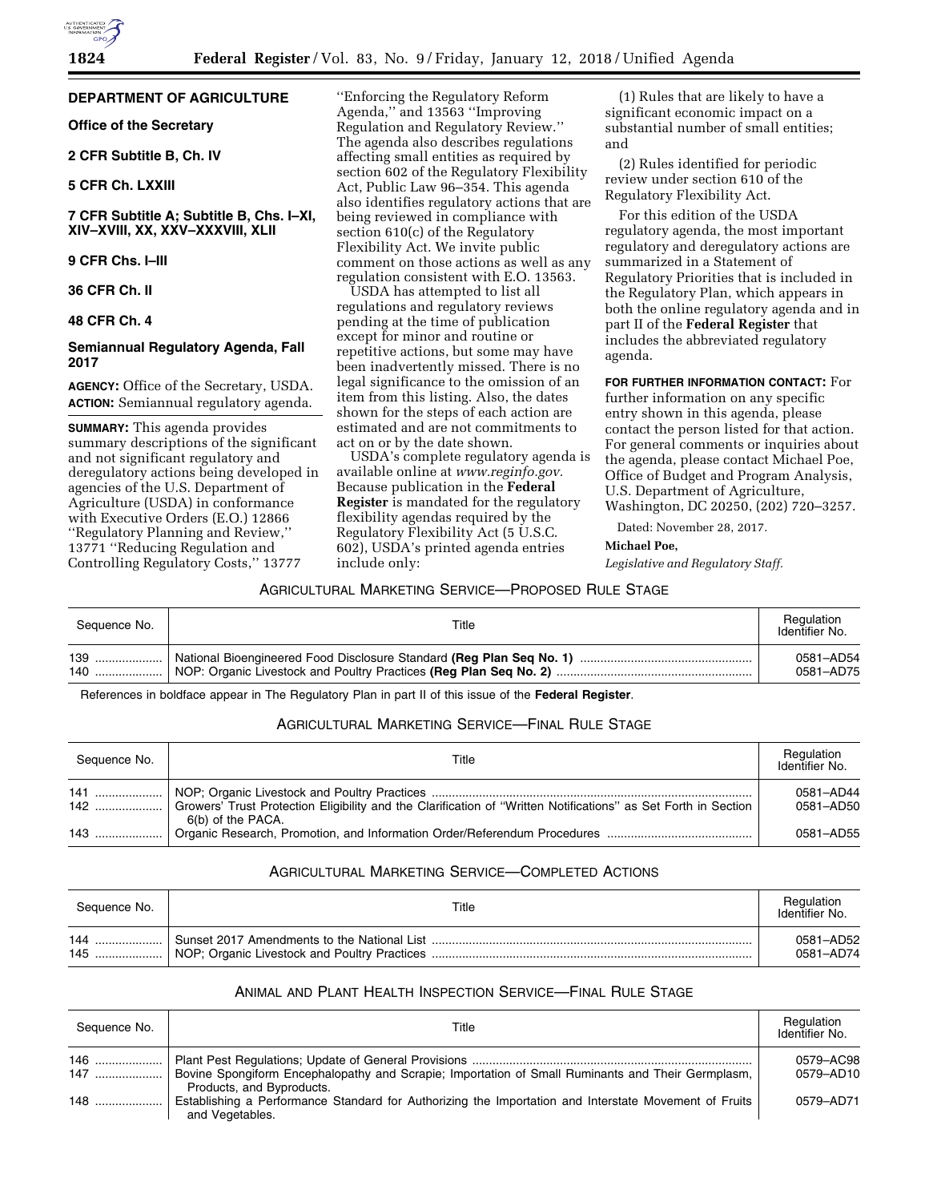## DEPARTMENT OF AGRICULTURE

**Office of the Secretary**

**2 CFR Subtitle B, Ch. IV**

**5 CFR Ch. LXXIII**

**7 CFR Subtitle A; Subtitle B, Chs. I–XI, XIV–XVIII, XX, XXV–XXXVIII, XLII**

**9 CFR Chs. I–III**

**36 CFR Ch. II**

**48 CFR Ch. 4**

### Semiannual Regulatory Agenda, Fall 2017

**AGENCY:** Office of the Secretary, USDA.

**ACTION:** Semiannual regulatory agenda.

**SUMMARY:** This agenda provides summary descriptions of the significant and not significant regulatory and deregulatory actions being developed in agencies of the U.S. Department of Agriculture (USDA) in conformance with Executive Orders (E.O.) 12866 ''Regulatory Planning and Review,'' 13771 ''Reducing Regulation and Controlling Regulatory Costs,'' 13777 ''Enforcing the Regulatory Reform Agenda,'' and 13563 ''Improving Regulation and Regulatory Review.'' The agenda also describes regulations affecting small entities as required by section 602 of the Regulatory Flexibility Act, Public Law 96–354. This agenda also identifies regulatory actions that are being reviewed in compliance with section 610(c) of the Regulatory Flexibility Act. We invite public comment on those actions as well as any regulation consistent with E.O. 13563.

USDA has attempted to list all regulations and regulatory reviews pending at the time of publication except for minor and routine or repetitive actions, but some may have been inadvertently missed. There is no legal significance to the omission of an item from this listing. Also, the dates shown for the steps of each action are estimated and are not commitments to act on or by the date shown.

USDA's complete regulatory agenda is available online at *www.reginfo.gov.* Because publication in the **Federal Register** is mandated for the regulatory flexibility agendas required by the Regulatory Flexibility Act (5 U.S.C. 602), USDA's printed agenda entries include only:

(1) Rules that are likely to have a significant economic impact on a substantial number of small entities; and

(2) Rules identified for periodic review under section 610 of the Regulatory Flexibility Act.

For this edition of the USDA regulatory agenda, the most important regulatory and deregulatory actions are summarized in a Statement of Regulatory Priorities that is included in the Regulatory Plan, which appears in both the online regulatory agenda and in part II of the **Federal Register** that includes the abbreviated regulatory agenda.

**FOR FURTHER INFORMATION CONTACT:** For further information on any specific entry shown in this agenda, please contact the person listed for that action. For general comments or inquiries about the agenda, please contact Michael Poe, Office of Budget and Program Analysis, U.S. Department of Agriculture, Washington, DC 20250, (202) 720–3257.

Dated: November 28, 2017.

**Michael Poe,**

*Legislative and Regulatory Staff.*

### Agricultural Marketing Service—Proposed Rule Stage

| Sequence No. | Title | Regulation Identifier No. |
|---|---|---|
| 139 | National Bioengineered Food Disclosure Standard **(Reg Plan Seq No. 1)** | 0581–AD54 |
| 140 | NOP: Organic Livestock and Poultry Practices **(Reg Plan Seq No. 2)** | 0581–AD75 |

References in boldface appear in The Regulatory Plan in part II of this issue of the **Federal Register**.

### Agricultural Marketing Service—Final Rule Stage

| Sequence No. | Title | Regulation Identifier No. |
|---|---|---|
| 141 | NOP; Organic Livestock and Poultry Practices | 0581–AD44 |
| 142 | Growers' Trust Protection Eligibility and the Clarification of ''Written Notifications'' as Set Forth in Section 6(b) of the PACA. | 0581–AD50 |
| 143 | Organic Research, Promotion, and Information Order/Referendum Procedures | 0581–AD55 |

### Agricultural Marketing Service—Completed Actions

| Sequence No. | Title | Regulation Identifier No. |
|---|---|---|
| 144 | Sunset 2017 Amendments to the National List | 0581–AD52 |
| 145 | NOP; Organic Livestock and Poultry Practices | 0581–AD74 |

### Animal and Plant Health Inspection Service—Final Rule Stage

| Sequence No. | Title | Regulation Identifier No. |
|---|---|---|
| 146 | Plant Pest Regulations; Update of General Provisions | 0579–AC98 |
| 147 | Bovine Spongiform Encephalopathy and Scrapie; Importation of Small Ruminants and Their Germplasm, Products, and Byproducts. | 0579–AD10 |
| 148 | Establishing a Performance Standard for Authorizing the Importation and Interstate Movement of Fruits and Vegetables. | 0579–AD71 |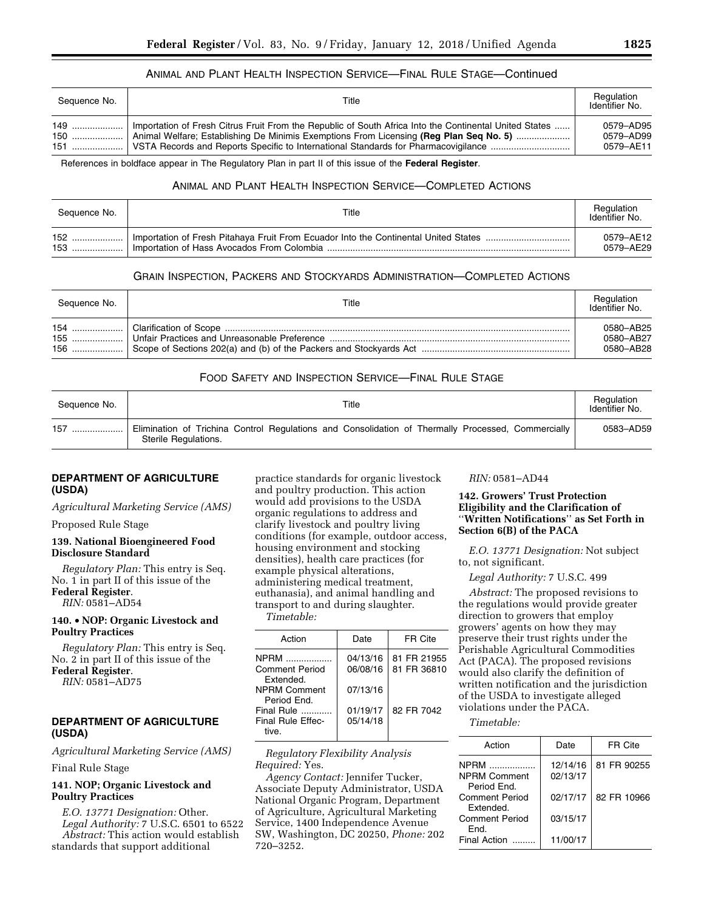### ANIMAL AND PLANT HEALTH INSPECTION SERVICE—FINAL RULE STAGE—Continued

| Sequence No. | Title | Regulation Identifier No. |
| --- | --- | --- |
| 149 | Importation of Fresh Citrus Fruit From the Republic of South Africa Into the Continental United States | 0579–AD95 |
| 150 | Animal Welfare; Establishing De Minimis Exemptions From Licensing **(Reg Plan Seq No. 5)** | 0579–AD99 |
| 151 | VSTA Records and Reports Specific to International Standards for Pharmacovigilance | 0579–AE11 |

References in boldface appear in The Regulatory Plan in part II of this issue of the **Federal Register**.

### ANIMAL AND PLANT HEALTH INSPECTION SERVICE—COMPLETED ACTIONS

| Sequence No. | Title | Regulation Identifier No. |
| --- | --- | --- |
| 152 | Importation of Fresh Pitahaya Fruit From Ecuador Into the Continental United States | 0579–AE12 |
| 153 | Importation of Hass Avocados From Colombia | 0579–AE29 |

### GRAIN INSPECTION, PACKERS AND STOCKYARDS ADMINISTRATION—COMPLETED ACTIONS

| Sequence No. | Title | Regulation Identifier No. |
| --- | --- | --- |
| 154 | Clarification of Scope | 0580–AB25 |
| 155 | Unfair Practices and Unreasonable Preference | 0580–AB27 |
| 156 | Scope of Sections 202(a) and (b) of the Packers and Stockyards Act | 0580–AB28 |

### FOOD SAFETY AND INSPECTION SERVICE—FINAL RULE STAGE

| Sequence No. | Title | Regulation Identifier No. |
| --- | --- | --- |
| 157 | Elimination of Trichina Control Regulations and Consolidation of Thermally Processed, Commercially Sterile Regulations. | 0583–AD59 |

## DEPARTMENT OF AGRICULTURE (USDA)

*Agricultural Marketing Service (AMS)*

Proposed Rule Stage

### 139. National Bioengineered Food Disclosure Standard

*Regulatory Plan:* This entry is Seq. No. 1 in part II of this issue of the **Federal Register**.

*RIN:* 0581–AD54

### 140. • NOP: Organic Livestock and Poultry Practices

*Regulatory Plan:* This entry is Seq. No. 2 in part II of this issue of the **Federal Register**.

*RIN:* 0581–AD75

## DEPARTMENT OF AGRICULTURE (USDA)

*Agricultural Marketing Service (AMS)*

Final Rule Stage

### 141. NOP; Organic Livestock and Poultry Practices

*E.O. 13771 Designation:* Other.

*Legal Authority:* 7 U.S.C. 6501 to 6522

*Abstract:* This action would establish standards that support additional practice standards for organic livestock and poultry production. This action would add provisions to the USDA organic regulations to address and clarify livestock and poultry living conditions (for example, outdoor access, housing environment and stocking densities), health care practices (for example physical alterations, administering medical treatment, euthanasia), and animal handling and transport to and during slaughter.

*Timetable:*

| Action | Date | FR Cite |
| --- | --- | --- |
| NPRM | 04/13/16 | 81 FR 21955 |
| Comment Period Extended. | 06/08/16 | 81 FR 36810 |
| NPRM Comment Period End. | 07/13/16 | |
| Final Rule | 01/19/17 | 82 FR 7042 |
| Final Rule Effective. | 05/14/18 | |

*Regulatory Flexibility Analysis Required:* Yes.

*Agency Contact:* Jennifer Tucker, Associate Deputy Administrator, USDA National Organic Program, Department of Agriculture, Agricultural Marketing Service, 1400 Independence Avenue SW, Washington, DC 20250, *Phone:* 202 720–3252.

*RIN:* 0581–AD44

### 142. Growers' Trust Protection Eligibility and the Clarification of "Written Notifications" as Set Forth in Section 6(B) of the PACA

*E.O. 13771 Designation:* Not subject to, not significant.

*Legal Authority:* 7 U.S.C. 499

*Abstract:* The proposed revisions to the regulations would provide greater direction to growers that employ growers' agents on how they may preserve their trust rights under the Perishable Agricultural Commodities Act (PACA). The proposed revisions would also clarify the definition of written notification and the jurisdiction of the USDA to investigate alleged violations under the PACA.

*Timetable:*

| Action | Date | FR Cite |
| --- | --- | --- |
| NPRM | 12/14/16 | 81 FR 90255 |
| NPRM Comment Period End. | 02/13/17 | |
| Comment Period Extended. | 02/17/17 | 82 FR 10966 |
| Comment Period End. | 03/15/17 | |
| Final Action | 11/00/17 | |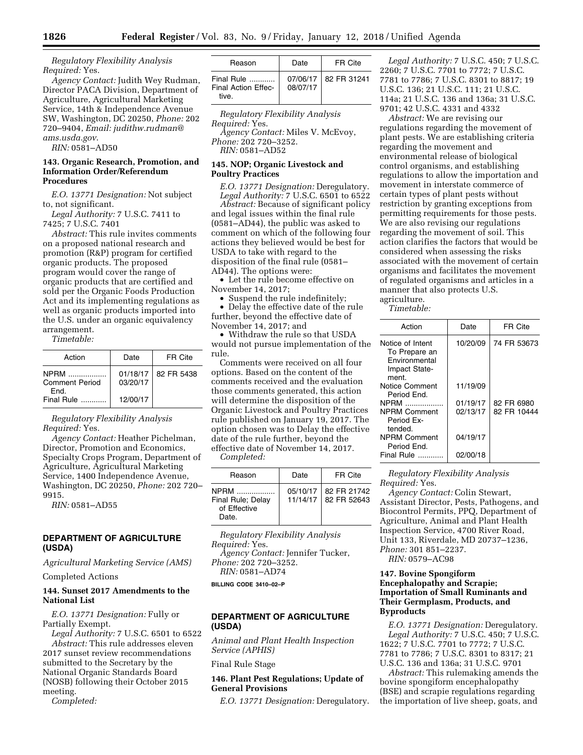*Regulatory Flexibility Analysis Required:* Yes.

*Agency Contact:* Judith Wey Rudman, Director PACA Division, Department of Agriculture, Agricultural Marketing Service, 14th & Independence Avenue SW, Washington, DC 20250, *Phone:* 202 720–9404, *Email: judithw.rudman@ams.usda.gov.*

*RIN:* 0581–AD50

**143. Organic Research, Promotion, and Information Order/Referendum Procedures**

*E.O. 13771 Designation:* Not subject to, not significant.

*Legal Authority:* 7 U.S.C. 7411 to 7425; 7 U.S.C. 7401

*Abstract:* This rule invites comments on a proposed national research and promotion (R&P) program for certified organic products. The proposed program would cover the range of organic products that are certified and sold per the Organic Foods Production Act and its implementing regulations as well as organic products imported into the U.S. under an organic equivalency arrangement.

*Timetable:*

| Action | Date | FR Cite |
|---|---|---|
| NPRM | 01/18/17 | 82 FR 5438 |
| Comment Period End. | 03/20/17 | |
| Final Rule | 12/00/17 | |

*Regulatory Flexibility Analysis Required:* Yes.

*Agency Contact:* Heather Pichelman, Director, Promotion and Economics, Specialty Crops Program, Department of Agriculture, Agricultural Marketing Service, 1400 Independence Avenue, Washington, DC 20250, *Phone:* 202 720–9915.

*RIN:* 0581–AD55

## DEPARTMENT OF AGRICULTURE (USDA)

*Agricultural Marketing Service (AMS)*

Completed Actions

**144. Sunset 2017 Amendments to the National List**

*E.O. 13771 Designation:* Fully or Partially Exempt.

*Legal Authority:* 7 U.S.C. 6501 to 6522

*Abstract:* This rule addresses eleven 2017 sunset review recommendations submitted to the Secretary by the National Organic Standards Board (NOSB) following their October 2015 meeting.

*Completed:*

| Reason | Date | FR Cite |
|---|---|---|
| Final Rule | 07/06/17 | 82 FR 31241 |
| Final Action Effective. | 08/07/17 | |

*Regulatory Flexibility Analysis Required:* Yes.

*Agency Contact:* Miles V. McEvoy, *Phone:* 202 720–3252.

*RIN:* 0581–AD52

**145. NOP; Organic Livestock and Poultry Practices**

*E.O. 13771 Designation:* Deregulatory.

*Legal Authority:* 7 U.S.C. 6501 to 6522

*Abstract:* Because of significant policy and legal issues within the final rule (0581–AD44), the public was asked to comment on which of the following four actions they believed would be best for USDA to take with regard to the disposition of the final rule (0581–AD44). The options were:

- Let the rule become effective on November 14, 2017;
- Suspend the rule indefinitely;
- Delay the effective date of the rule further, beyond the effective date of November 14, 2017; and
- Withdraw the rule so that USDA would not pursue implementation of the rule.

Comments were received on all four options. Based on the content of the comments received and the evaluation those comments generated, this action will determine the disposition of the Organic Livestock and Poultry Practices rule published on January 19, 2017. The option chosen was to Delay the effective date of the rule further, beyond the effective date of November 14, 2017.

*Completed:*

| Reason | Date | FR Cite |
|---|---|---|
| NPRM | 05/10/17 | 82 FR 21742 |
| Final Rule; Delay of Effective Date. | 11/14/17 | 82 FR 52643 |

*Regulatory Flexibility Analysis Required:* Yes.

*Agency Contact:* Jennifer Tucker, *Phone:* 202 720–3252.

*RIN:* 0581–AD74

BILLING CODE 3410–02–P

## DEPARTMENT OF AGRICULTURE (USDA)

*Animal and Plant Health Inspection Service (APHIS)*

Final Rule Stage

**146. Plant Pest Regulations; Update of General Provisions**

*E.O. 13771 Designation:* Deregulatory.

*Legal Authority:* 7 U.S.C. 450; 7 U.S.C. 2260; 7 U.S.C. 7701 to 7772; 7 U.S.C. 7781 to 7786; 7 U.S.C. 8301 to 8817; 19 U.S.C. 136; 21 U.S.C. 111; 21 U.S.C. 114a; 21 U.S.C. 136 and 136a; 31 U.S.C. 9701; 42 U.S.C. 4331 and 4332

*Abstract:* We are revising our regulations regarding the movement of plant pests. We are establishing criteria regarding the movement and environmental release of biological control organisms, and establishing regulations to allow the importation and movement in interstate commerce of certain types of plant pests without restriction by granting exceptions from permitting requirements for those pests. We are also revising our regulations regarding the movement of soil. This action clarifies the factors that would be considered when assessing the risks associated with the movement of certain organisms and facilitates the movement of regulated organisms and articles in a manner that also protects U.S. agriculture.

*Timetable:*

| Action | Date | FR Cite |
|---|---|---|
| Notice of Intent To Prepare an Environmental Impact Statement. | 10/20/09 | 74 FR 53673 |
| Notice Comment Period End. | 11/19/09 | |
| NPRM | 01/19/17 | 82 FR 6980 |
| NPRM Comment Period Extended. | 02/13/17 | 82 FR 10444 |
| NPRM Comment Period End. | 04/19/17 | |
| Final Rule | 02/00/18 | |

*Regulatory Flexibility Analysis Required:* Yes.

*Agency Contact:* Colin Stewart, Assistant Director, Pests, Pathogens, and Biocontrol Permits, PPQ, Department of Agriculture, Animal and Plant Health Inspection Service, 4700 River Road, Unit 133, Riverdale, MD 20737–1236, *Phone:* 301 851–2237.

*RIN:* 0579–AC98

**147. Bovine Spongiform Encephalopathy and Scrapie; Importation of Small Ruminants and Their Germplasm, Products, and Byproducts**

*E.O. 13771 Designation:* Deregulatory.

*Legal Authority:* 7 U.S.C. 450; 7 U.S.C. 1622; 7 U.S.C. 7701 to 7772; 7 U.S.C. 7781 to 7786; 7 U.S.C. 8301 to 8317; 21 U.S.C. 136 and 136a; 31 U.S.C. 9701

*Abstract:* This rulemaking amends the bovine spongiform encephalopathy (BSE) and scrapie regulations regarding the importation of live sheep, goats, and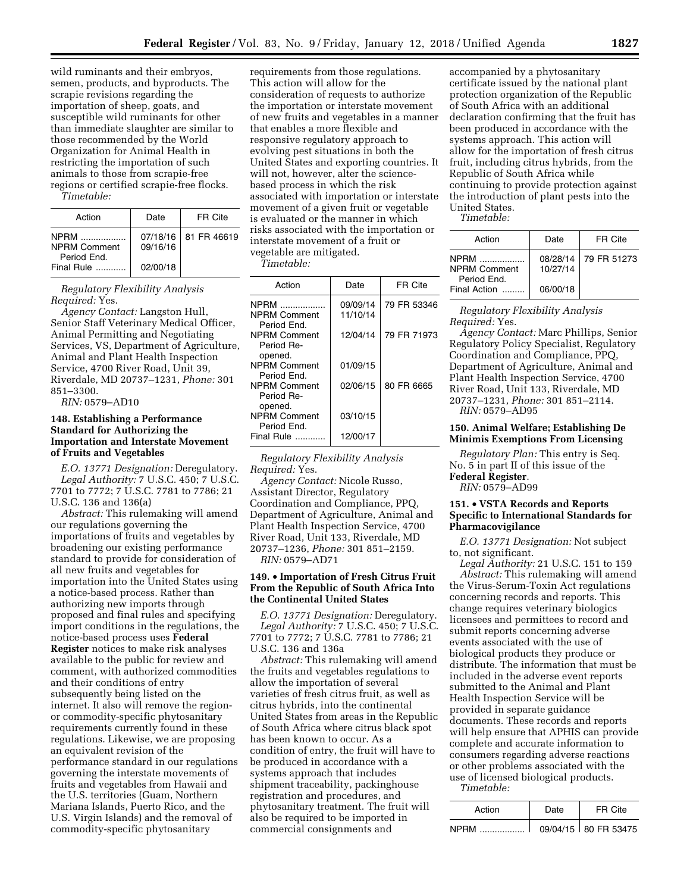wild ruminants and their embryos, semen, products, and byproducts. The scrapie revisions regarding the importation of sheep, goats, and susceptible wild ruminants for other than immediate slaughter are similar to those recommended by the World Organization for Animal Health in restricting the importation of such animals to those from scrapie-free regions or certified scrapie-free flocks.

*Timetable:*

| Action | Date | FR Cite |
|---|---|---|
| NPRM .................. | 07/18/16 | 81 FR 46619 |
| NPRM Comment Period End. | 09/16/16 | |
| Final Rule ............ | 02/00/18 | |

*Regulatory Flexibility Analysis Required:* Yes.

*Agency Contact:* Langston Hull, Senior Staff Veterinary Medical Officer, Animal Permitting and Negotiating Services, VS, Department of Agriculture, Animal and Plant Health Inspection Service, 4700 River Road, Unit 39, Riverdale, MD 20737–1231, *Phone:* 301 851–3300.

*RIN:* 0579–AD10

### 148. Establishing a Performance Standard for Authorizing the Importation and Interstate Movement of Fruits and Vegetables

*E.O. 13771 Designation:* Deregulatory.

*Legal Authority:* 7 U.S.C. 450; 7 U.S.C. 7701 to 7772; 7 U.S.C. 7781 to 7786; 21 U.S.C. 136 and 136(a)

*Abstract:* This rulemaking will amend our regulations governing the importations of fruits and vegetables by broadening our existing performance standard to provide for consideration of all new fruits and vegetables for importation into the United States using a notice-based process. Rather than authorizing new imports through proposed and final rules and specifying import conditions in the regulations, the notice-based process uses **Federal Register** notices to make risk analyses available to the public for review and comment, with authorized commodities and their conditions of entry subsequently being listed on the internet. It also will remove the region- or commodity-specific phytosanitary requirements currently found in these regulations. Likewise, we are proposing an equivalent revision of the performance standard in our regulations governing the interstate movements of fruits and vegetables from Hawaii and the U.S. territories (Guam, Northern Mariana Islands, Puerto Rico, and the U.S. Virgin Islands) and the removal of commodity-specific phytosanitary requirements from those regulations. This action will allow for the consideration of requests to authorize the importation or interstate movement of new fruits and vegetables in a manner that enables a more flexible and responsive regulatory approach to evolving pest situations in both the United States and exporting countries. It will not, however, alter the science-based process in which the risk associated with importation or interstate movement of a given fruit or vegetable is evaluated or the manner in which risks associated with the importation or interstate movement of a fruit or vegetable are mitigated.

*Timetable:*

| Action | Date | FR Cite |
|---|---|---|
| NPRM .................. | 09/09/14 | 79 FR 53346 |
| NPRM Comment Period End. | 11/10/14 | |
| NPRM Comment Period Reopened. | 12/04/14 | 79 FR 71973 |
| NPRM Comment Period End. | 01/09/15 | |
| NPRM Comment Period Reopened. | 02/06/15 | 80 FR 6665 |
| NPRM Comment Period End. | 03/10/15 | |
| Final Rule ............ | 12/00/17 | |

*Regulatory Flexibility Analysis Required:* Yes.

*Agency Contact:* Nicole Russo, Assistant Director, Regulatory Coordination and Compliance, PPQ, Department of Agriculture, Animal and Plant Health Inspection Service, 4700 River Road, Unit 133, Riverdale, MD 20737–1236, *Phone:* 301 851–2159.

*RIN:* 0579–AD71

### 149. • Importation of Fresh Citrus Fruit From the Republic of South Africa Into the Continental United States

*E.O. 13771 Designation:* Deregulatory.

*Legal Authority:* 7 U.S.C. 450; 7 U.S.C. 7701 to 7772; 7 U.S.C. 7781 to 7786; 21 U.S.C. 136 and 136a

*Abstract:* This rulemaking will amend the fruits and vegetables regulations to allow the importation of several varieties of fresh citrus fruit, as well as citrus hybrids, into the continental United States from areas in the Republic of South Africa where citrus black spot has been known to occur. As a condition of entry, the fruit will have to be produced in accordance with a systems approach that includes shipment traceability, packinghouse registration and procedures, and phytosanitary treatment. The fruit will also be required to be imported in commercial consignments and accompanied by a phytosanitary certificate issued by the national plant protection organization of the Republic of South Africa with an additional declaration confirming that the fruit has been produced in accordance with the systems approach. This action will allow for the importation of fresh citrus fruit, including citrus hybrids, from the Republic of South Africa while continuing to provide protection against the introduction of plant pests into the United States.

*Timetable:*

| Action | Date | FR Cite |
|---|---|---|
| NPRM .................. | 08/28/14 | 79 FR 51273 |
| NPRM Comment Period End. | 10/27/14 | |
| Final Action ......... | 06/00/18 | |

*Regulatory Flexibility Analysis Required:* Yes.

*Agency Contact:* Marc Phillips, Senior Regulatory Policy Specialist, Regulatory Coordination and Compliance, PPQ, Department of Agriculture, Animal and Plant Health Inspection Service, 4700 River Road, Unit 133, Riverdale, MD 20737–1231, *Phone:* 301 851–2114.

*RIN:* 0579–AD95

### 150. Animal Welfare; Establishing De Minimis Exemptions From Licensing

*Regulatory Plan:* This entry is Seq. No. 5 in part II of this issue of the **Federal Register**.

*RIN:* 0579–AD99

### 151. • VSTA Records and Reports Specific to International Standards for Pharmacovigilance

*E.O. 13771 Designation:* Not subject to, not significant.

*Legal Authority:* 21 U.S.C. 151 to 159

*Abstract:* This rulemaking will amend the Virus-Serum-Toxin Act regulations concerning records and reports. This change requires veterinary biologics licensees and permittees to record and submit reports concerning adverse events associated with the use of biological products they produce or distribute. The information that must be included in the adverse event reports submitted to the Animal and Plant Health Inspection Service will be provided in separate guidance documents. These records and reports will help ensure that APHIS can provide complete and accurate information to consumers regarding adverse reactions or other problems associated with the use of licensed biological products.

*Timetable:*

| Action | Date | FR Cite |
|---|---|---|
| NPRM .................. | 09/04/15 | 80 FR 53475 |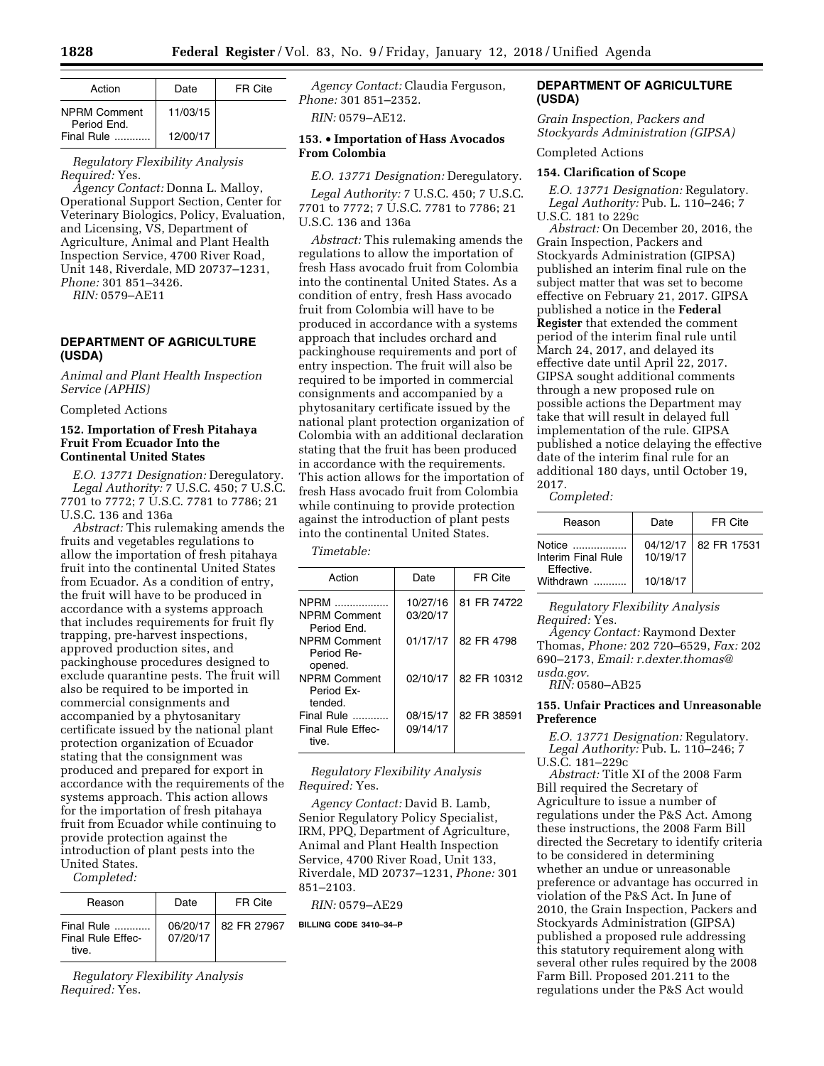| Action | Date | FR Cite |
| --- | --- | --- |
| NPRM Comment Period End. | 11/03/15 | |
| Final Rule ............ | 12/00/17 | |

*Regulatory Flexibility Analysis Required:* Yes.

*Agency Contact:* Donna L. Malloy, Operational Support Section, Center for Veterinary Biologics, Policy, Evaluation, and Licensing, VS, Department of Agriculture, Animal and Plant Health Inspection Service, 4700 River Road, Unit 148, Riverdale, MD 20737–1231, *Phone:* 301 851–3426.

*RIN:* 0579–AE11

## DEPARTMENT OF AGRICULTURE (USDA)

*Animal and Plant Health Inspection Service (APHIS)*

Completed Actions

### 152. Importation of Fresh Pitahaya Fruit From Ecuador Into the Continental United States

*E.O. 13771 Designation:* Deregulatory.

*Legal Authority:* 7 U.S.C. 450; 7 U.S.C. 7701 to 7772; 7 U.S.C. 7781 to 7786; 21 U.S.C. 136 and 136a

*Abstract:* This rulemaking amends the fruits and vegetables regulations to allow the importation of fresh pitahaya fruit into the continental United States from Ecuador. As a condition of entry, the fruit will have to be produced in accordance with a systems approach that includes requirements for fruit fly trapping, pre-harvest inspections, approved production sites, and packinghouse procedures designed to exclude quarantine pests. The fruit will also be required to be imported in commercial consignments and accompanied by a phytosanitary certificate issued by the national plant protection organization of Ecuador stating that the consignment was produced and prepared for export in accordance with the requirements of the systems approach. This action allows for the importation of fresh pitahaya fruit from Ecuador while continuing to provide protection against the introduction of plant pests into the United States.

*Completed:*

| Reason | Date | FR Cite |
| --- | --- | --- |
| Final Rule ............ | 06/20/17 | 82 FR 27967 |
| Final Rule Effective. | 07/20/17 | |

*Regulatory Flexibility Analysis Required:* Yes.

*Agency Contact:* Claudia Ferguson, *Phone:* 301 851–2352.

*RIN:* 0579–AE12.

### 153. • Importation of Hass Avocados From Colombia

*E.O. 13771 Designation:* Deregulatory.

*Legal Authority:* 7 U.S.C. 450; 7 U.S.C. 7701 to 7772; 7 U.S.C. 7781 to 7786; 21 U.S.C. 136 and 136a

*Abstract:* This rulemaking amends the regulations to allow the importation of fresh Hass avocado fruit from Colombia into the continental United States. As a condition of entry, fresh Hass avocado fruit from Colombia will have to be produced in accordance with a systems approach that includes orchard and packinghouse requirements and port of entry inspection. The fruit will also be required to be imported in commercial consignments and accompanied by a phytosanitary certificate issued by the national plant protection organization of Colombia with an additional declaration stating that the fruit has been produced in accordance with the requirements. This action allows for the importation of fresh Hass avocado fruit from Colombia while continuing to provide protection against the introduction of plant pests into the continental United States.

*Timetable:*

| Action | Date | FR Cite |
| --- | --- | --- |
| NPRM .................. | 10/27/16 | 81 FR 74722 |
| NPRM Comment Period End. | 03/20/17 | |
| NPRM Comment Period Reopened. | 01/17/17 | 82 FR 4798 |
| NPRM Comment Period Extended. | 02/10/17 | 82 FR 10312 |
| Final Rule ............ | 08/15/17 | 82 FR 38591 |
| Final Rule Effective. | 09/14/17 | |

*Regulatory Flexibility Analysis Required:* Yes.

*Agency Contact:* David B. Lamb, Senior Regulatory Policy Specialist, IRM, PPQ, Department of Agriculture, Animal and Plant Health Inspection Service, 4700 River Road, Unit 133, Riverdale, MD 20737–1231, *Phone:* 301 851–2103.

*RIN:* 0579–AE29

BILLING CODE 3410–34–P

## DEPARTMENT OF AGRICULTURE (USDA)

*Grain Inspection, Packers and Stockyards Administration (GIPSA)*

Completed Actions

### 154. Clarification of Scope

*E.O. 13771 Designation:* Regulatory.

*Legal Authority:* Pub. L. 110–246; 7 U.S.C. 181 to 229c

*Abstract:* On December 20, 2016, the Grain Inspection, Packers and Stockyards Administration (GIPSA) published an interim final rule on the subject matter that was set to become effective on February 21, 2017. GIPSA published a notice in the **Federal Register** that extended the comment period of the interim final rule until March 24, 2017, and delayed its effective date until April 22, 2017. GIPSA sought additional comments through a new proposed rule on possible actions the Department may take that will result in delayed full implementation of the rule. GIPSA published a notice delaying the effective date of the interim final rule for an additional 180 days, until October 19, 2017.

*Completed:*

| Reason | Date | FR Cite |
| --- | --- | --- |
| Notice .................. | 04/12/17 | 82 FR 17531 |
| Interim Final Rule Effective. | 10/19/17 | |
| Withdrawn ........... | 10/18/17 | |

*Regulatory Flexibility Analysis Required:* Yes.

*Agency Contact:* Raymond Dexter Thomas, *Phone:* 202 720–6529, *Fax:* 202 690–2173, *Email: r.dexter.thomas@usda.gov.*

*RIN:* 0580–AB25

### 155. Unfair Practices and Unreasonable Preference

*E.O. 13771 Designation:* Regulatory.

*Legal Authority:* Pub. L. 110–246; 7 U.S.C. 181–229c

*Abstract:* Title XI of the 2008 Farm Bill required the Secretary of Agriculture to issue a number of regulations under the P&S Act. Among these instructions, the 2008 Farm Bill directed the Secretary to identify criteria to be considered in determining whether an undue or unreasonable preference or advantage has occurred in violation of the P&S Act. In June of 2010, the Grain Inspection, Packers and Stockyards Administration (GIPSA) published a proposed rule addressing this statutory requirement along with several other rules required by the 2008 Farm Bill. Proposed 201.211 to the regulations under the P&S Act would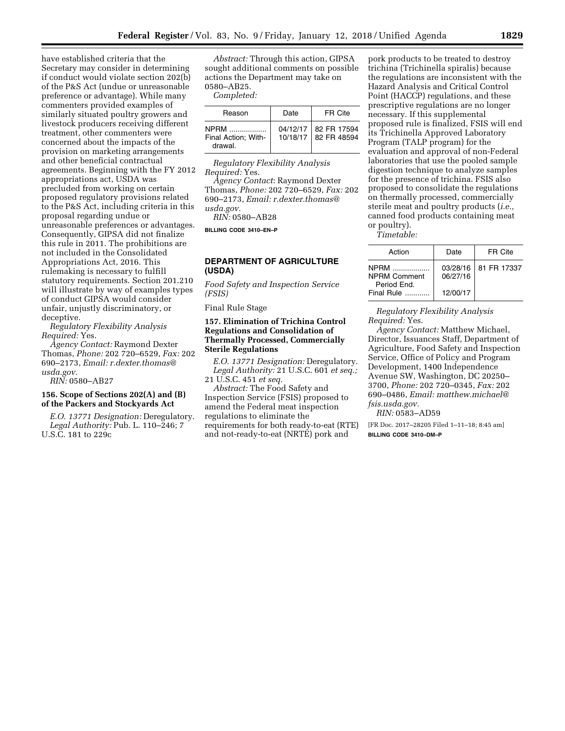have established criteria that the Secretary may consider in determining if conduct would violate section 202(b) of the P&S Act (undue or unreasonable preference or advantage). While many commenters provided examples of similarly situated poultry growers and livestock producers receiving different treatment, other commenters were concerned about the impacts of the provision on marketing arrangements and other beneficial contractual agreements. Beginning with the FY 2012 appropriations act, USDA was precluded from working on certain proposed regulatory provisions related to the P&S Act, including criteria in this proposal regarding undue or unreasonable preferences or advantages. Consequently, GIPSA did not finalize this rule in 2011. The prohibitions are not included in the Consolidated Appropriations Act, 2016. This rulemaking is necessary to fulfill statutory requirements. Section 201.210 will illustrate by way of examples types of conduct GIPSA would consider unfair, unjustly discriminatory, or deceptive.

*Regulatory Flexibility Analysis Required:* Yes.

*Agency Contact:* Raymond Dexter Thomas, *Phone:* 202 720–6529, *Fax:* 202 690–2173, *Email: r.dexter.thomas@usda.gov.*

*RIN:* 0580–AB27

### 156. Scope of Sections 202(A) and (B) of the Packers and Stockyards Act

*E.O. 13771 Designation:* Deregulatory.

*Legal Authority:* Pub. L. 110–246; 7 U.S.C. 181 to 229c

*Abstract:* Through this action, GIPSA sought additional comments on possible actions the Department may take on 0580–AB25.

*Completed:*

| Reason | Date | FR Cite |
|---|---|---|
| NPRM .................. | 04/12/17 | 82 FR 17594 |
| Final Action; Withdrawal. | 10/18/17 | 82 FR 48594 |

*Regulatory Flexibility Analysis Required:* Yes.

*Agency Contact*: Raymond Dexter Thomas, *Phone:* 202 720–6529, *Fax:* 202 690–2173, *Email: r.dexter.thomas@usda.gov.*

*RIN:* 0580–AB28

BILLING CODE 3410–EN–P

## DEPARTMENT OF AGRICULTURE (USDA)

*Food Safety and Inspection Service (FSIS)*

Final Rule Stage

### 157. Elimination of Trichina Control Regulations and Consolidation of Thermally Processed, Commercially Sterile Regulations

*E.O. 13771 Designation:* Deregulatory.

*Legal Authority:* 21 U.S.C. 601 *et seq.;* 21 U.S.C. 451 *et seq.*

*Abstract:* The Food Safety and Inspection Service (FSIS) proposed to amend the Federal meat inspection regulations to eliminate the requirements for both ready-to-eat (RTE) and not-ready-to-eat (NRTE) pork and pork products to be treated to destroy trichina (Trichinella spiralis) because the regulations are inconsistent with the Hazard Analysis and Critical Control Point (HACCP) regulations, and these prescriptive regulations are no longer necessary. If this supplemental proposed rule is finalized, FSIS will end its Trichinella Approved Laboratory Program (TALP program) for the evaluation and approval of non-Federal laboratories that use the pooled sample digestion technique to analyze samples for the presence of trichina. FSIS also proposed to consolidate the regulations on thermally processed, commercially sterile meat and poultry products (*i.e.,* canned food products containing meat or poultry).

*Timetable:*

| Action | Date | FR Cite |
|---|---|---|
| NPRM .................. | 03/28/16 | 81 FR 17337 |
| NPRM Comment Period End. | 06/27/16 | |
| Final Rule ............ | 12/00/17 | |

*Regulatory Flexibility Analysis Required:* Yes.

*Agency Contact:* Matthew Michael, Director, Issuances Staff, Department of Agriculture, Food Safety and Inspection Service, Office of Policy and Program Development, 1400 Independence Avenue SW, Washington, DC 20250–3700, *Phone:* 202 720–0345, *Fax:* 202 690–0486, *Email: matthew.michael@fsis.usda.gov.*

*RIN:* 0583–AD59

[FR Doc. 2017–28205 Filed 1–11–18; 8:45 am]

BILLING CODE 3410–DM–P